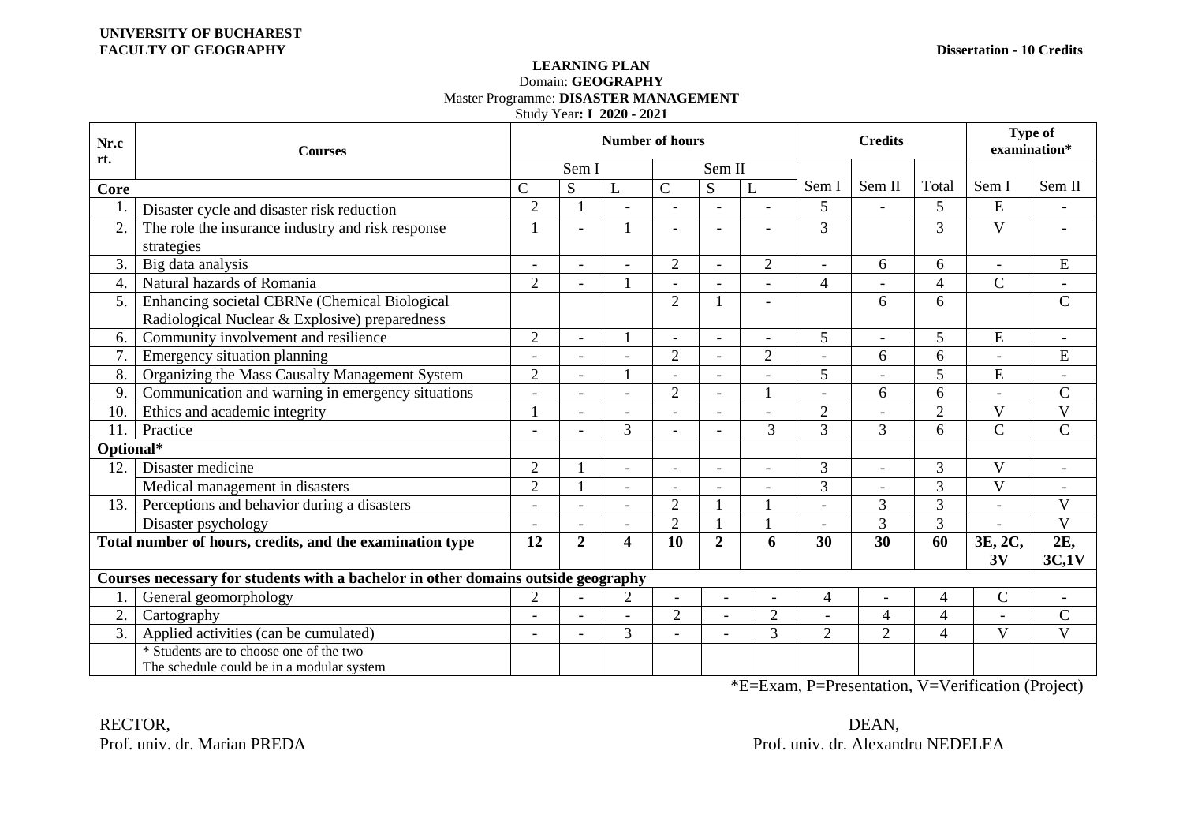**UNIVERSITY OF BUCHAREST**
**FACULTY OF GEOGRAPHY**

**Dissertation - 10 Credits**

## LEARNING PLAN

Domain: **GEOGRAPHY**

Master Programme: **DISASTER MANAGEMENT**

Study Year**: I 2020 - 2021**

| Nr.crt. | Courses | Number of hours | | | | | | Credits | | | Type of examination* | |
|---|---|---|---|---|---|---|---|---|---|---|---|---|
| | | Sem I | | | Sem II | | | | | | | |
| **Core** | | C | S | L | C | S | L | Sem I | Sem II | Total | Sem I | Sem II |
| 1. | Disaster cycle and disaster risk reduction | 2 | 1 | - | - | - | - | 5 | - | 5 | E | - |
| 2. | The role the insurance industry and risk response strategies | 1 | - | 1 | - | - | - | 3 | | 3 | V | - |
| 3. | Big data analysis | - | - | - | 2 | - | 2 | - | 6 | 6 | - | E |
| 4. | Natural hazards of Romania | 2 | - | 1 | - | - | - | 4 | - | 4 | C | - |
| 5. | Enhancing societal CBRNe (Chemical Biological Radiological Nuclear & Explosive) preparedness | | | | 2 | 1 | - | | 6 | 6 | | C |
| 6. | Community involvement and resilience | 2 | - | 1 | - | - | - | 5 | - | 5 | E | - |
| 7. | Emergency situation planning | - | - | - | 2 | - | 2 | - | 6 | 6 | - | E |
| 8. | Organizing the Mass Causalty Management System | 2 | - | 1 | - | - | - | 5 | - | 5 | E | - |
| 9. | Communication and warning in emergency situations | - | - | - | 2 | - | 1 | - | 6 | 6 | - | C |
| 10. | Ethics and academic integrity | 1 | - | - | - | - | - | 2 | - | 2 | V | V |
| 11. | Practice | - | - | 3 | - | - | 3 | 3 | 3 | 6 | C | C |
| **Optional*** | | | | | | | | | | | | |
| 12. | Disaster medicine | 2 | 1 | - | - | - | - | 3 | - | 3 | V | - |
| | Medical management in disasters | 2 | 1 | - | - | - | - | 3 | - | 3 | V | - |
| 13. | Perceptions and behavior during a disasters | - | - | - | 2 | 1 | 1 | - | 3 | 3 | - | V |
| | Disaster psychology | - | - | - | 2 | 1 | 1 | - | 3 | 3 | - | V |
| **Total number of hours, credits, and the examination type** | | **12** | **2** | **4** | **10** | **2** | **6** | **30** | **30** | **60** | **3E, 2C, 3V** | **2E, 3C,1V** |
| **Courses necessary for students with a bachelor in other domains outside geography** | | | | | | | | | | | | |
| 1. | General geomorphology | 2 | - | 2 | - | - | - | 4 | - | 4 | C | - |
| 2. | Cartography | - | - | - | 2 | - | 2 | - | 4 | 4 | - | C |
| 3. | Applied activities (can be cumulated) | - | - | 3 | - | - | 3 | 2 | 2 | 4 | V | V |
| | * Students are to choose one of the two<br>The schedule could be in a modular system | | | | | | | | | | | |

*E=Exam, P=Presentation, V=Verification (Project)

RECTOR,
Prof. univ. dr. Marian PREDA

DEAN,
Prof. univ. dr. Alexandru NEDELEA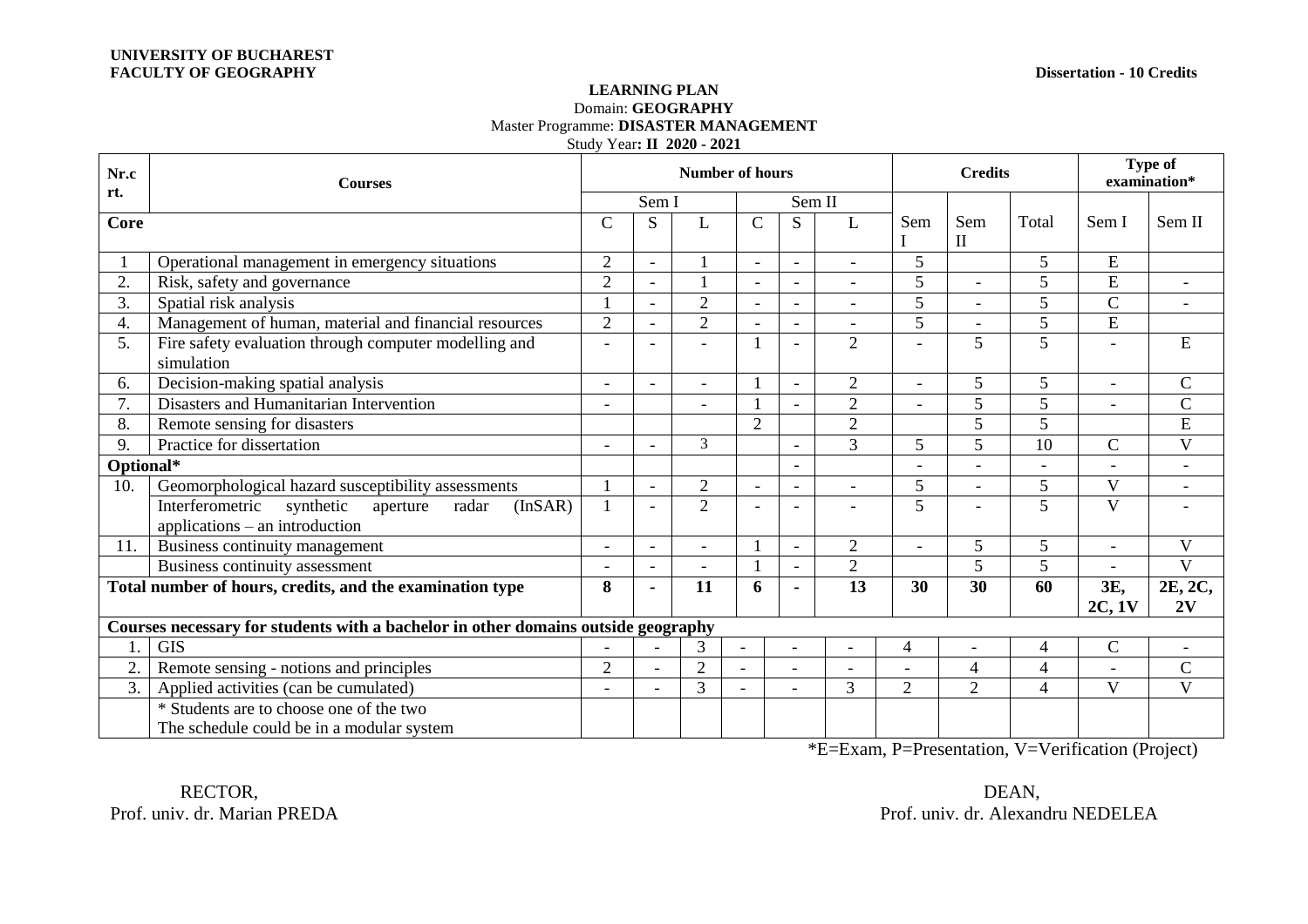**UNIVERSITY OF BUCHAREST**
**FACULTY OF GEOGRAPHY**

**Dissertation - 10 Credits**

**LEARNING PLAN**
Domain: **GEOGRAPHY**
Master Programme: **DISASTER MANAGEMENT**
Study Year**: II 2020 - 2021**

| Nr.crt. | Courses | Number of hours | | | | | | Credits | | | Type of examination* | |
|---|---|---|---|---|---|---|---|---|---|---|---|---|
| | | Sem I | | | Sem II | | | | | | | |
| **Core** | | C | S | L | C | S | L | Sem I | Sem II | Total | Sem I | Sem II |
| 1 | Operational management in emergency situations | 2 | - | 1 | - | - | - | 5 | | 5 | E | |
| 2. | Risk, safety and governance | 2 | - | 1 | - | - | - | 5 | - | 5 | E | - |
| 3. | Spatial risk analysis | 1 | - | 2 | - | - | - | 5 | - | 5 | C | - |
| 4. | Management of human, material and financial resources | 2 | - | 2 | - | - | - | 5 | - | 5 | E | |
| 5. | Fire safety evaluation through computer modelling and simulation | - | - | - | 1 | - | 2 | - | 5 | 5 | - | E |
| 6. | Decision-making spatial analysis | - | - | - | 1 | - | 2 | - | 5 | 5 | - | C |
| 7. | Disasters and Humanitarian Intervention | - | | - | 1 | - | 2 | - | 5 | 5 | - | C |
| 8. | Remote sensing for disasters | | | | 2 | | 2 | | 5 | 5 | | E |
| 9. | Practice for dissertation | - | - | 3 | | - | 3 | 5 | 5 | 10 | C | V |
| **Optional*** | | | | | | - | | - | - | - | - | - |
| 10. | Geomorphological hazard susceptibility assessments | 1 | - | 2 | - | - | - | 5 | - | 5 | V | - |
| | Interferometric synthetic aperture radar (InSAR) applications – an introduction | 1 | - | 2 | - | - | - | 5 | - | 5 | V | - |
| 11. | Business continuity management | - | - | - | 1 | - | 2 | - | 5 | 5 | - | V |
| | Business continuity assessment | - | - | - | 1 | - | 2 | | 5 | 5 | - | V |
| **Total number of hours, credits, and the examination type** | | **8** | **-** | **11** | **6** | **-** | **13** | **30** | **30** | **60** | **3E, 2C, 1V** | **2E, 2C, 2V** |
| **Courses necessary for students with a bachelor in other domains outside geography** | | | | | | | | | | | | |
| 1. | GIS | - | - | 3 | - | - | - | 4 | - | 4 | C | - |
| 2. | Remote sensing - notions and principles | 2 | - | 2 | - | - | - | - | 4 | 4 | - | C |
| 3. | Applied activities (can be cumulated) | - | - | 3 | - | - | 3 | 2 | 2 | 4 | V | V |
| | * Students are to choose one of the two<br>The schedule could be in a modular system | | | | | | | | | | | |

*E=Exam, P=Presentation, V=Verification (Project)

RECTOR,
Prof. univ. dr. Marian PREDA

DEAN,
Prof. univ. dr. Alexandru NEDELEA